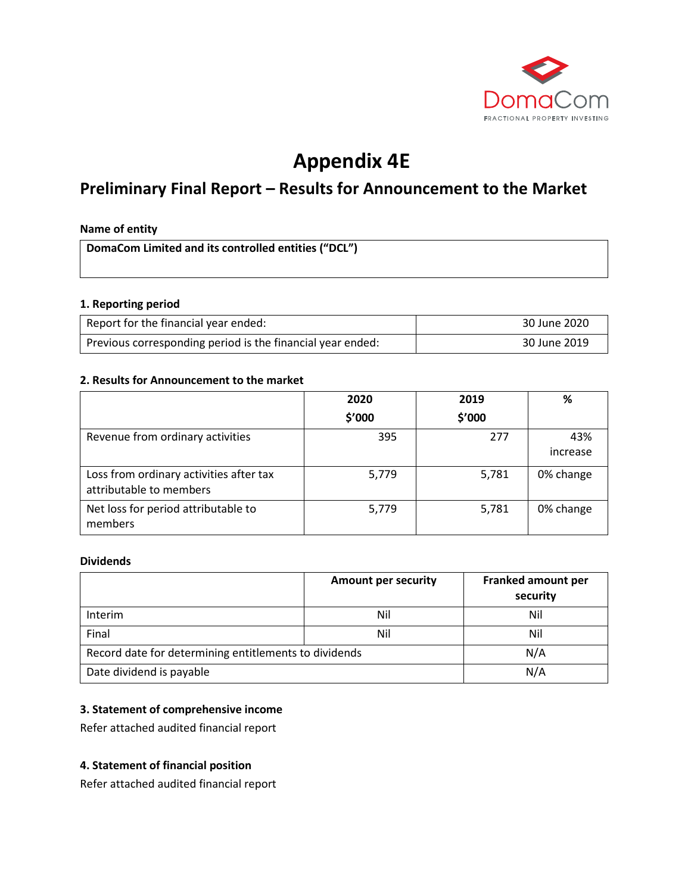DomaCom

FRACTIONAL PROPERTY INVESTING

# Appendix 4E

## Preliminary Final Report – Results for Announcement to the Market

**Name of entity**

| DomaCom Limited and its controlled entities ("DCL") |
|---|

### 1. Reporting period

| | |
|---|---|
| Report for the financial year ended: | 30 June 2020 |
| Previous corresponding period is the financial year ended: | 30 June 2019 |

### 2. Results for Announcement to the market

| | 2020 $'000 | 2019 $'000 | % |
|---|---|---|---|
| Revenue from ordinary activities | 395 | 277 | 43% increase |
| Loss from ordinary activities after tax attributable to members | 5,779 | 5,781 | 0% change |
| Net loss for period attributable to members | 5,779 | 5,781 | 0% change |

**Dividends**

| | Amount per security | Franked amount per security |
|---|---|---|
| Interim | Nil | Nil |
| Final | Nil | Nil |
| Record date for determining entitlements to dividends | | N/A |
| Date dividend is payable | | N/A |

### 3. Statement of comprehensive income

Refer attached audited financial report

### 4. Statement of financial position

Refer attached audited financial report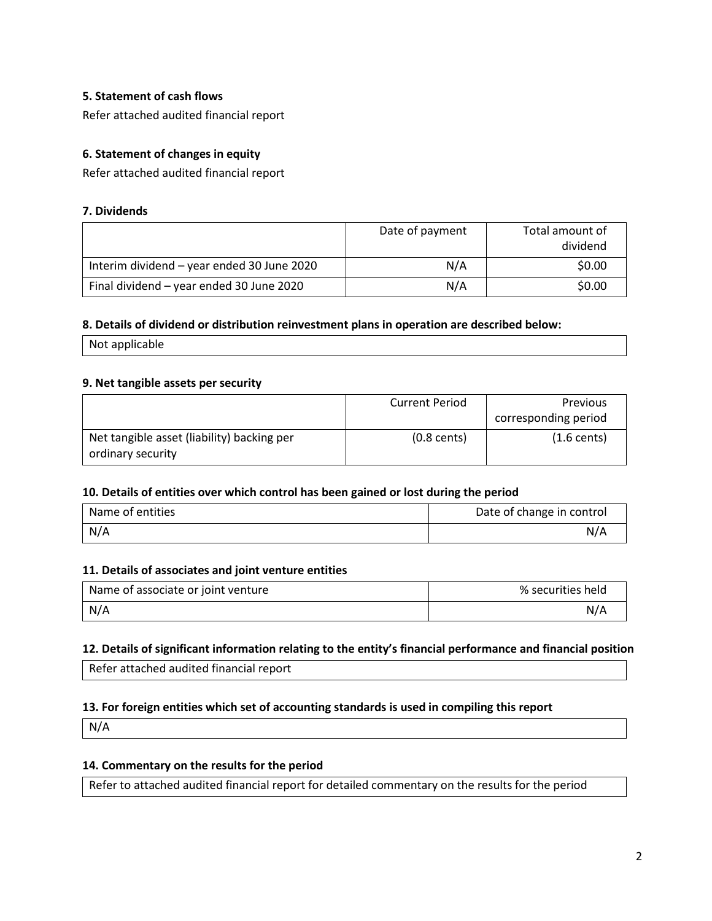### 5. Statement of cash flows

Refer attached audited financial report

### 6. Statement of changes in equity

Refer attached audited financial report

### 7. Dividends

| | Date of payment | Total amount of dividend |
|---|---|---|
| Interim dividend – year ended 30 June 2020 | N/A | $0.00 |
| Final dividend – year ended 30 June 2020 | N/A | $0.00 |

### 8. Details of dividend or distribution reinvestment plans in operation are described below:

Not applicable

### 9. Net tangible assets per security

| | Current Period | Previous corresponding period |
|---|---|---|
| Net tangible asset (liability) backing per ordinary security | (0.8 cents) | (1.6 cents) |

### 10. Details of entities over which control has been gained or lost during the period

| Name of entities | Date of change in control |
|---|---|
| N/A | N/A |

### 11. Details of associates and joint venture entities

| Name of associate or joint venture | % securities held |
|---|---|
| N/A | N/A |

### 12. Details of significant information relating to the entity's financial performance and financial position

Refer attached audited financial report

### 13. For foreign entities which set of accounting standards is used in compiling this report

N/A

### 14. Commentary on the results for the period

Refer to attached audited financial report for detailed commentary on the results for the period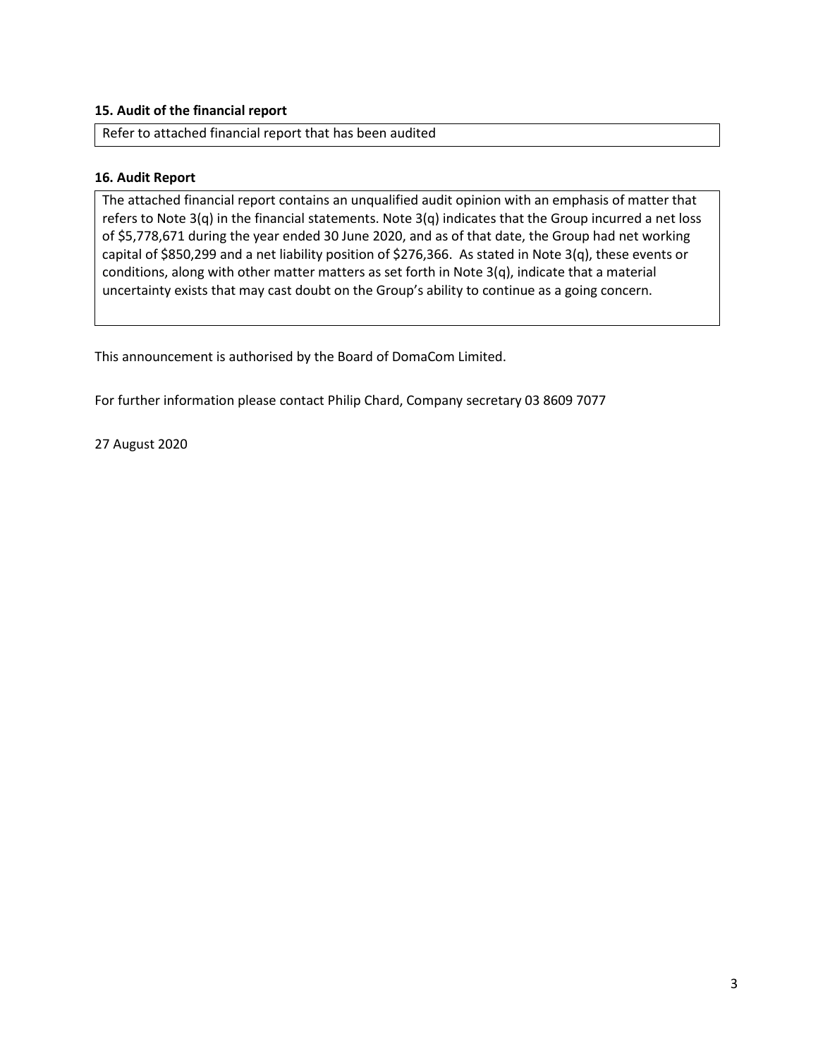### 15. Audit of the financial report

Refer to attached financial report that has been audited

### 16. Audit Report

The attached financial report contains an unqualified audit opinion with an emphasis of matter that refers to Note 3(q) in the financial statements. Note 3(q) indicates that the Group incurred a net loss of $5,778,671 during the year ended 30 June 2020, and as of that date, the Group had net working capital of $850,299 and a net liability position of $276,366. As stated in Note 3(q), these events or conditions, along with other matter matters as set forth in Note 3(q), indicate that a material uncertainty exists that may cast doubt on the Group's ability to continue as a going concern.

This announcement is authorised by the Board of DomaCom Limited.

For further information please contact Philip Chard, Company secretary 03 8609 7077

27 August 2020